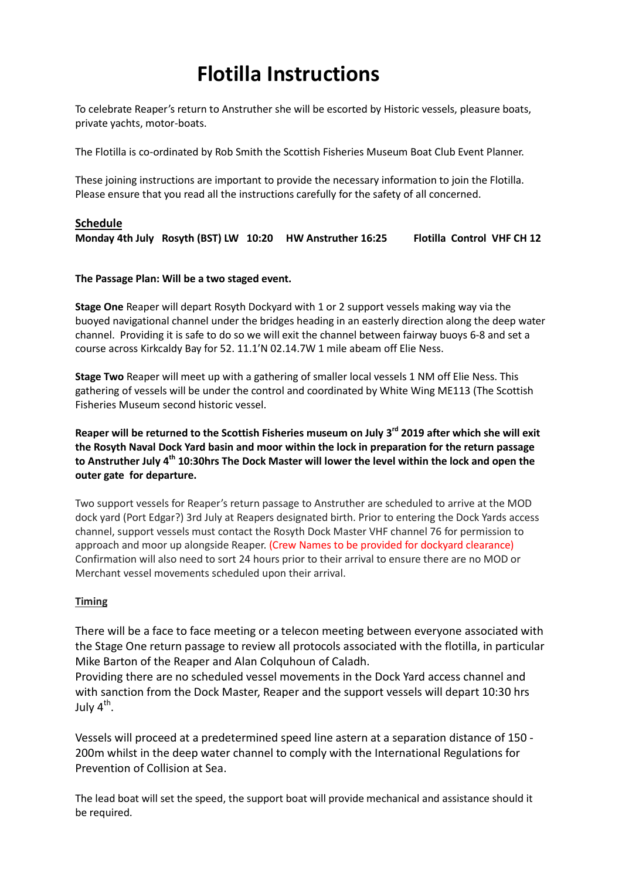# Flotilla Instructions

To celebrate Reaper's return to Anstruther she will be escorted by Historic vessels, pleasure boats, private yachts, motor-boats.

The Flotilla is co-ordinated by Rob Smith the Scottish Fisheries Museum Boat Club Event Planner.

These joining instructions are important to provide the necessary information to join the Flotilla. Please ensure that you read all the instructions carefully for the safety of all concerned.

## Schedule

**Monday 4th July Rosyth (BST) LW 10:20 HW Anstruther 16:25 Flotilla Control VHF CH 12**

**The Passage Plan: Will be a two staged event.**

**Stage One** Reaper will depart Rosyth Dockyard with 1 or 2 support vessels making way via the buoyed navigational channel under the bridges heading in an easterly direction along the deep water channel. Providing it is safe to do so we will exit the channel between fairway buoys 6-8 and set a course across Kirkcaldy Bay for 52. 11.1'N 02.14.7W 1 mile abeam off Elie Ness.

**Stage Two** Reaper will meet up with a gathering of smaller local vessels 1 NM off Elie Ness. This gathering of vessels will be under the control and coordinated by White Wing ME113 (The Scottish Fisheries Museum second historic vessel.

**Reaper will be returned to the Scottish Fisheries museum on July 3rd 2019 after which she will exit the Rosyth Naval Dock Yard basin and moor within the lock in preparation for the return passage to Anstruther July 4th 10:30hrs The Dock Master will lower the level within the lock and open the outer gate for departure.**

Two support vessels for Reaper's return passage to Anstruther are scheduled to arrive at the MOD dock yard (Port Edgar?) 3rd July at Reapers designated birth. Prior to entering the Dock Yards access channel, support vessels must contact the Rosyth Dock Master VHF channel 76 for permission to approach and moor up alongside Reaper. (Crew Names to be provided for dockyard clearance) Confirmation will also need to sort 24 hours prior to their arrival to ensure there are no MOD or Merchant vessel movements scheduled upon their arrival.

## Timing

There will be a face to face meeting or a telecon meeting between everyone associated with the Stage One return passage to review all protocols associated with the flotilla, in particular Mike Barton of the Reaper and Alan Colquhoun of Caladh.

Providing there are no scheduled vessel movements in the Dock Yard access channel and with sanction from the Dock Master, Reaper and the support vessels will depart 10:30 hrs July 4th.

Vessels will proceed at a predetermined speed line astern at a separation distance of 150 - 200m whilst in the deep water channel to comply with the International Regulations for Prevention of Collision at Sea.

The lead boat will set the speed, the support boat will provide mechanical and assistance should it be required.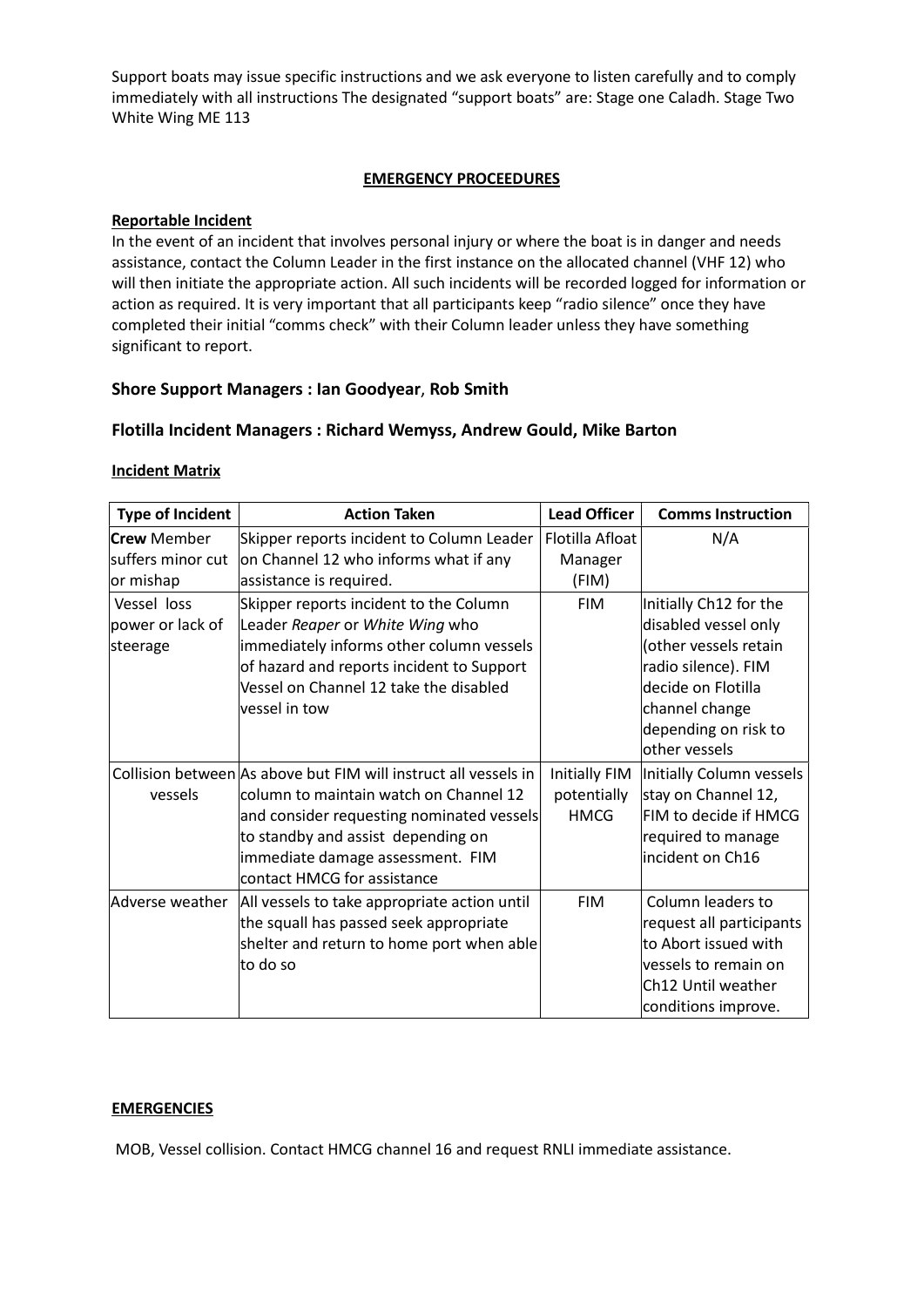Support boats may issue specific instructions and we ask everyone to listen carefully and to comply immediately with all instructions The designated "support boats" are: Stage one Caladh. Stage Two White Wing ME 113

## EMERGENCY PROCEEDURES

**Reportable Incident**

In the event of an incident that involves personal injury or where the boat is in danger and needs assistance, contact the Column Leader in the first instance on the allocated channel (VHF 12) who will then initiate the appropriate action. All such incidents will be recorded logged for information or action as required. It is very important that all participants keep "radio silence" once they have completed their initial "comms check" with their Column leader unless they have something significant to report.

### Shore Support Managers : Ian Goodyear, Rob Smith

### Flotilla Incident Managers : Richard Wemyss, Andrew Gould, Mike Barton

**Incident Matrix**

| Type of Incident | Action Taken | Lead Officer | Comms Instruction |
|---|---|---|---|
| **Crew** Member suffers minor cut or mishap | Skipper reports incident to Column Leader on Channel 12 who informs what if any assistance is required. | Flotilla Afloat Manager (FIM) | N/A |
| Vessel loss power or lack of steerage | Skipper reports incident to the Column Leader *Reaper* or *White Wing* who immediately informs other column vessels of hazard and reports incident to Support Vessel on Channel 12 take the disabled vessel in tow | FIM | Initially Ch12 for the disabled vessel only (other vessels retain radio silence). FIM decide on Flotilla channel change depending on risk to other vessels |
| Collision between vessels | As above but FIM will instruct all vessels in column to maintain watch on Channel 12 and consider requesting nominated vessels to standby and assist depending on immediate damage assessment. FIM contact HMCG for assistance | Initially FIM potentially HMCG | Initially Column vessels stay on Channel 12, FIM to decide if HMCG required to manage incident on Ch16 |
| Adverse weather | All vessels to take appropriate action until the squall has passed seek appropriate shelter and return to home port when able to do so | FIM | Column leaders to request all participants to Abort issued with vessels to remain on Ch12 Until weather conditions improve. |

**EMERGENCIES**

MOB, Vessel collision. Contact HMCG channel 16 and request RNLI immediate assistance.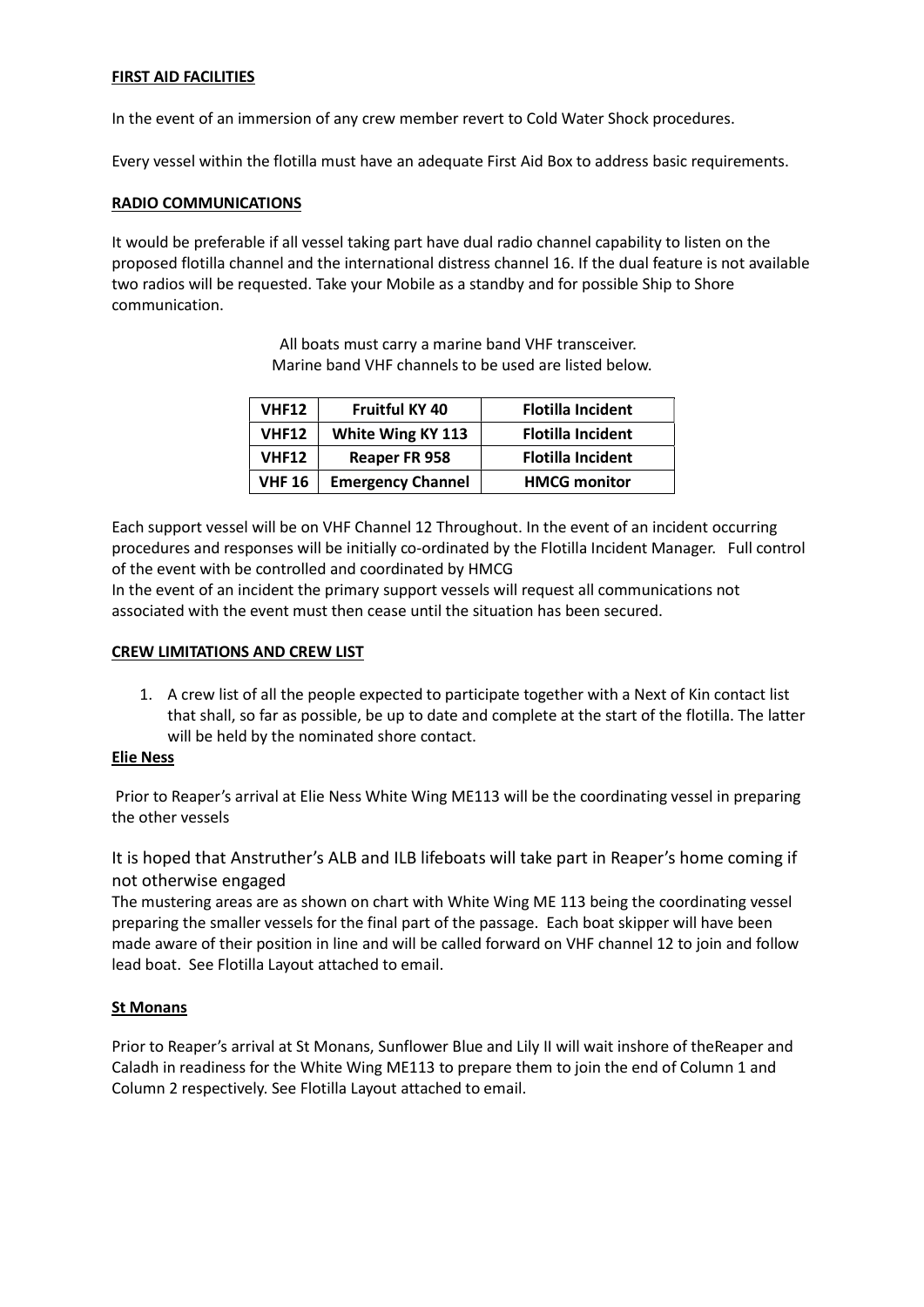**FIRST AID FACILITIES**

In the event of an immersion of any crew member revert to Cold Water Shock procedures.

Every vessel within the flotilla must have an adequate First Aid Box to address basic requirements.

**RADIO COMMUNICATIONS**

It would be preferable if all vessel taking part have dual radio channel capability to listen on the proposed flotilla channel and the international distress channel 16. If the dual feature is not available two radios will be requested. Take your Mobile as a standby and for possible Ship to Shore communication.

All boats must carry a marine band VHF transceiver.
Marine band VHF channels to be used are listed below.

| VHF12 | Fruitful KY 40 | Flotilla Incident |
|---|---|---|
| VHF12 | White Wing KY 113 | Flotilla Incident |
| VHF12 | Reaper FR 958 | Flotilla Incident |
| VHF 16 | Emergency Channel | HMCG monitor |

Each support vessel will be on VHF Channel 12 Throughout. In the event of an incident occurring procedures and responses will be initially co-ordinated by the Flotilla Incident Manager. Full control of the event with be controlled and coordinated by HMCG
In the event of an incident the primary support vessels will request all communications not associated with the event must then cease until the situation has been secured.

**CREW LIMITATIONS AND CREW LIST**

1. A crew list of all the people expected to participate together with a Next of Kin contact list that shall, so far as possible, be up to date and complete at the start of the flotilla. The latter will be held by the nominated shore contact.

**Elie Ness**

Prior to Reaper's arrival at Elie Ness White Wing ME113 will be the coordinating vessel in preparing the other vessels

It is hoped that Anstruther's ALB and ILB lifeboats will take part in Reaper's home coming if not otherwise engaged
The mustering areas are as shown on chart with White Wing ME 113 being the coordinating vessel preparing the smaller vessels for the final part of the passage. Each boat skipper will have been made aware of their position in line and will be called forward on VHF channel 12 to join and follow lead boat. See Flotilla Layout attached to email.

**St Monans**

Prior to Reaper's arrival at St Monans, Sunflower Blue and Lily II will wait inshore of theReaper and Caladh in readiness for the White Wing ME113 to prepare them to join the end of Column 1 and Column 2 respectively. See Flotilla Layout attached to email.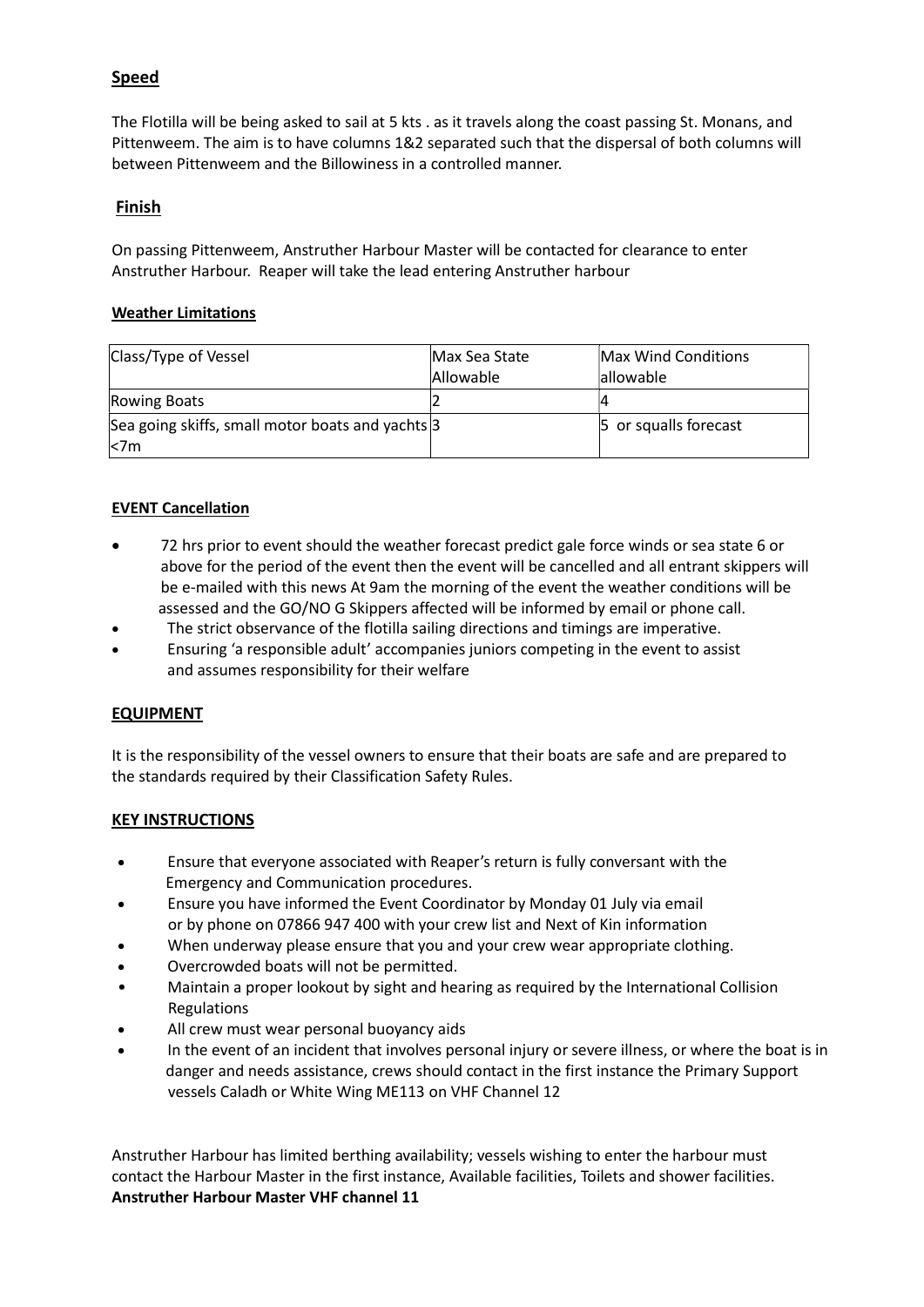## **Speed**

The Flotilla will be being asked to sail at 5 kts . as it travels along the coast passing St. Monans, and Pittenweem. The aim is to have columns 1&2 separated such that the dispersal of both columns will between Pittenweem and the Billowiness in a controlled manner.

## **Finish**

On passing Pittenweem, Anstruther Harbour Master will be contacted for clearance to enter Anstruther Harbour. Reaper will take the lead entering Anstruther harbour

### **Weather Limitations**

| Class/Type of Vessel | Max Sea State Allowable | Max Wind Conditions allowable |
|---|---|---|
| Rowing Boats | 2 | 4 |
| Sea going skiffs, small motor boats and yachts <7m | 3 | 5 or squalls forecast |

### **EVENT Cancellation**

- 72 hrs prior to event should the weather forecast predict gale force winds or sea state 6 or above for the period of the event then the event will be cancelled and all entrant skippers will be e-mailed with this news At 9am the morning of the event the weather conditions will be assessed and the GO/NO G Skippers affected will be informed by email or phone call.
- The strict observance of the flotilla sailing directions and timings are imperative.
- Ensuring 'a responsible adult' accompanies juniors competing in the event to assist and assumes responsibility for their welfare

### **EQUIPMENT**

It is the responsibility of the vessel owners to ensure that their boats are safe and are prepared to the standards required by their Classification Safety Rules.

### **KEY INSTRUCTIONS**

- Ensure that everyone associated with Reaper's return is fully conversant with the Emergency and Communication procedures.
- Ensure you have informed the Event Coordinator by Monday 01 July via email or by phone on 07866 947 400 with your crew list and Next of Kin information
- When underway please ensure that you and your crew wear appropriate clothing.
- Overcrowded boats will not be permitted.
- Maintain a proper lookout by sight and hearing as required by the International Collision Regulations
- All crew must wear personal buoyancy aids
- In the event of an incident that involves personal injury or severe illness, or where the boat is in danger and needs assistance, crews should contact in the first instance the Primary Support vessels Caladh or White Wing ME113 on VHF Channel 12

Anstruther Harbour has limited berthing availability; vessels wishing to enter the harbour must contact the Harbour Master in the first instance, Available facilities, Toilets and shower facilities.
**Anstruther Harbour Master VHF channel 11**